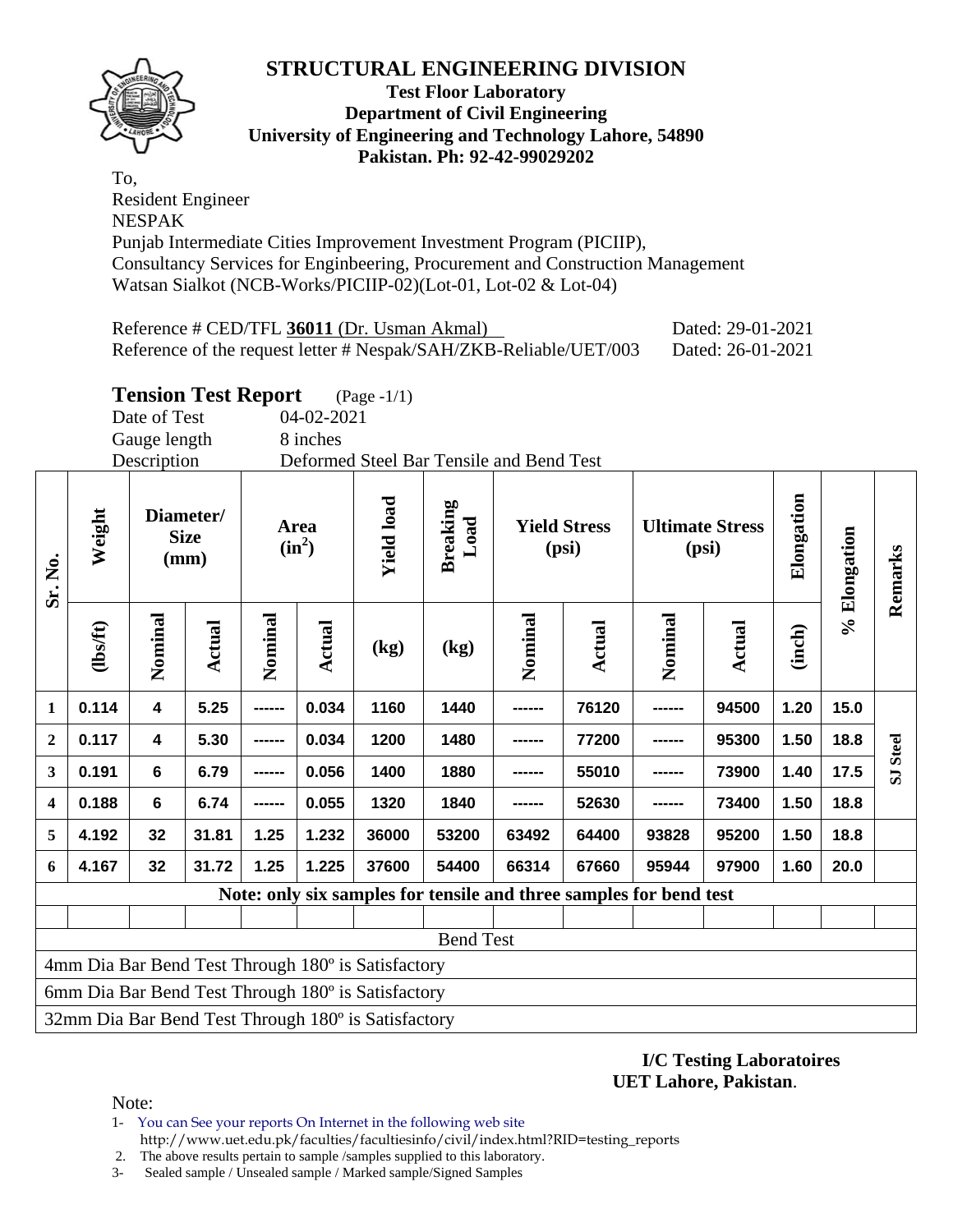# STRUCTURAL ENGINEERING DIVISION

**Test Floor Laboratory**
**Department of Civil Engineering**
**University of Engineering and Technology Lahore, 54890**
**Pakistan. Ph: 92-42-99029202**

To,
Resident Engineer
NESPAK
Punjab Intermediate Cities Improvement Investment Program (PICIIP),
Consultancy Services for Enginbeering, Procurement and Construction Management
Watsan Sialkot (NCB-Works/PICIIP-02)(Lot-01, Lot-02 & Lot-04)

Reference # CED/TFL **36011** (Dr. Usman Akmal) Dated: 29-01-2021
Reference of the request letter # Nespak/SAH/ZKB-Reliable/UET/003 Dated: 26-01-2021

## Tension Test Report (Page -1/1)

Date of Test 04-02-2021
Gauge length 8 inches
Description Deformed Steel Bar Tensile and Bend Test

| Sr. No. | Weight | Diameter/ Size (mm) | | Area ($in^2$) | | Yield load | Breaking Load | Yield Stress (psi) | | Ultimate Stress (psi) | | Elongation | % Elongation | Remarks |
|---|---|---|---|---|---|---|---|---|---|---|---|---|---|---|
| | (lbs/ft) | Nominal | Actual | Nominal | Actual | (kg) | (kg) | Nominal | Actual | Nominal | Actual | (inch) | | |
| 1 | 0.114 | 4 | 5.25 | ------ | 0.034 | 1160 | 1440 | ------ | 76120 | ------ | 94500 | 1.20 | 15.0 | SJ Steel |
| 2 | 0.117 | 4 | 5.30 | ------ | 0.034 | 1200 | 1480 | ------ | 77200 | ------ | 95300 | 1.50 | 18.8 | |
| 3 | 0.191 | 6 | 6.79 | ------ | 0.056 | 1400 | 1880 | ------ | 55010 | ------ | 73900 | 1.40 | 17.5 | |
| 4 | 0.188 | 6 | 6.74 | ------ | 0.055 | 1320 | 1840 | ------ | 52630 | ------ | 73400 | 1.50 | 18.8 | |
| 5 | 4.192 | 32 | 31.81 | 1.25 | 1.232 | 36000 | 53200 | 63492 | 64400 | 93828 | 95200 | 1.50 | 18.8 | |
| 6 | 4.167 | 32 | 31.72 | 1.25 | 1.225 | 37600 | 54400 | 66314 | 67660 | 95944 | 97900 | 1.60 | 20.0 | |
| **Note: only six samples for tensile and three samples for bend test** | | | | | | | | | | | | | | |
| | | | | | | | | | | | | | | |
| Bend Test | | | | | | | | | | | | | | |
| 4mm Dia Bar Bend Test Through 180º is Satisfactory | | | | | | | | | | | | | | |
| 6mm Dia Bar Bend Test Through 180º is Satisfactory | | | | | | | | | | | | | | |
| 32mm Dia Bar Bend Test Through 180º is Satisfactory | | | | | | | | | | | | | | |

**I/C Testing Laboratoires**
**UET Lahore, Pakistan**.

Note:

1- You can See your reports On Internet in the following web site
http://www.uet.edu.pk/faculties/facultiesinfo/civil/index.html?RID=testing_reports
2. The above results pertain to sample /samples supplied to this laboratory.
3- Sealed sample / Unsealed sample / Marked sample/Signed Samples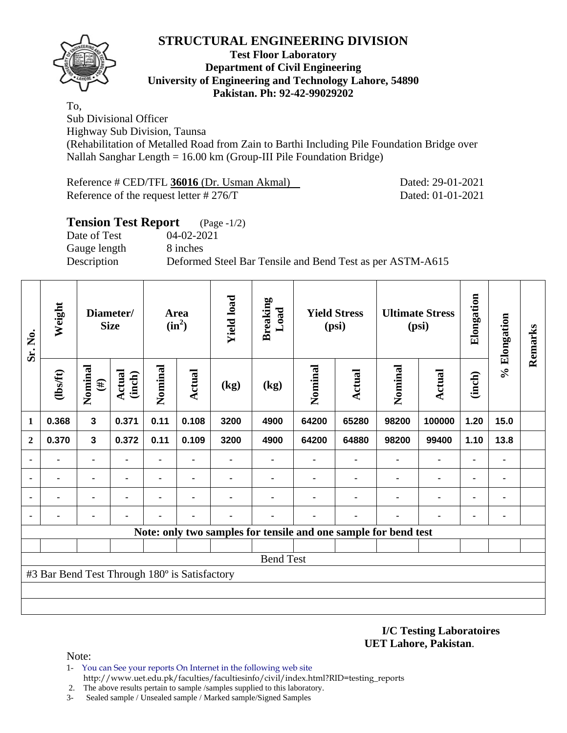# STRUCTURAL ENGINEERING DIVISION

**Test Floor Laboratory**
**Department of Civil Engineering**
**University of Engineering and Technology Lahore, 54890**
**Pakistan. Ph: 92-42-99029202**

To,
Sub Divisional Officer
Highway Sub Division, Taunsa
(Rehabilitation of Metalled Road from Zain to Barthi Including Pile Foundation Bridge over Nallah Sanghar Length = 16.00 km (Group-III Pile Foundation Bridge)

Reference # CED/TFL **36016** (Dr. Usman Akmal) Dated: 29-01-2021
Reference of the request letter # 276/T Dated: 01-01-2021

## Tension Test Report (Page -1/2)

Date of Test 04-02-2021
Gauge length 8 inches
Description Deformed Steel Bar Tensile and Bend Test as per ASTM-A615

| Sr. No. | Weight | Diameter/ Size | | Area ($in^2$) | | Yield load | Breaking Load | Yield Stress (psi) | | Ultimate Stress (psi) | | Elongation | % Elongation | Remarks |
|---|---|---|---|---|---|---|---|---|---|---|---|---|---|---|
| | (lbs/ft) | Nominal (#) | Actual (inch) | Nominal | Actual | (kg) | (kg) | Nominal | Actual | Nominal | Actual | (inch) | | |
| 1 | 0.368 | 3 | 0.371 | 0.11 | 0.108 | 3200 | 4900 | 64200 | 65280 | 98200 | 100000 | 1.20 | 15.0 | |
| 2 | 0.370 | 3 | 0.372 | 0.11 | 0.109 | 3200 | 4900 | 64200 | 64880 | 98200 | 99400 | 1.10 | 13.8 | |
| - | - | - | - | - | - | - | - | - | - | - | - | - | - | |
| - | - | - | - | - | - | - | - | - | - | - | - | - | - | |
| - | - | - | - | - | - | - | - | - | - | - | - | - | - | |
| - | - | - | - | - | - | - | - | - | - | - | - | - | - | |
| **Note: only two samples for tensile and one sample for bend test** | | | | | | | | | | | | | | |
| Bend Test | | | | | | | | | | | | | | |
| #3 Bar Bend Test Through 180º is Satisfactory | | | | | | | | | | | | | | |

**I/C Testing Laboratoires**
**UET Lahore, Pakistan**.

Note:
1- You can See your reports On Internet in the following web site http://www.uet.edu.pk/faculties/facultiesinfo/civil/index.html?RID=testing_reports
2. The above results pertain to sample /samples supplied to this laboratory.
3- Sealed sample / Unsealed sample / Marked sample/Signed Samples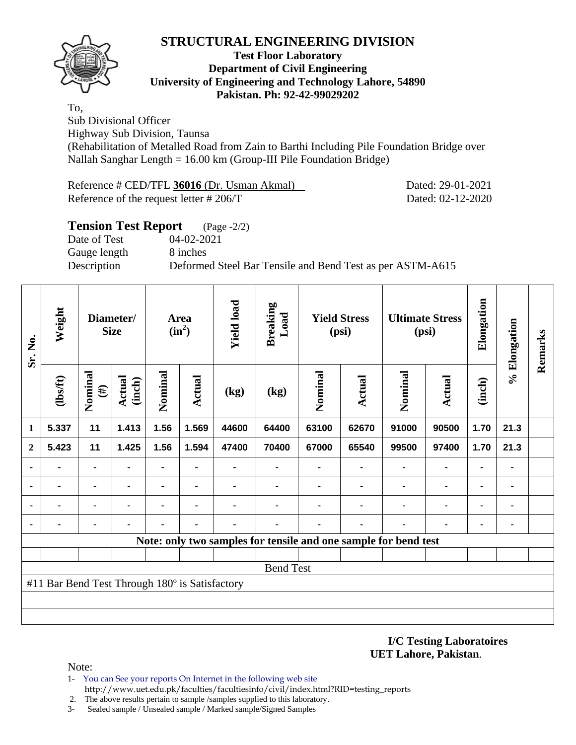# STRUCTURAL ENGINEERING DIVISION

**Test Floor Laboratory**
**Department of Civil Engineering**
**University of Engineering and Technology Lahore, 54890**
**Pakistan. Ph: 92-42-99029202**

To,
Sub Divisional Officer
Highway Sub Division, Taunsa
(Rehabilitation of Metalled Road from Zain to Barthi Including Pile Foundation Bridge over Nallah Sanghar Length = 16.00 km (Group-III Pile Foundation Bridge)

Reference # CED/TFL **36016** (Dr. Usman Akmal) Dated: 29-01-2021
Reference of the request letter # 206/T Dated: 02-12-2020

## Tension Test Report (Page -2/2)

Date of Test 04-02-2021
Gauge length 8 inches
Description Deformed Steel Bar Tensile and Bend Test as per ASTM-A615

| Sr. No. | Weight | Diameter/ Size | | Area ($in^2$) | | Yield load | Breaking Load | Yield Stress (psi) | | Ultimate Stress (psi) | | Elongation | % Elongation | Remarks |
|---|---|---|---|---|---|---|---|---|---|---|---|---|---|---|
| | (lbs/ft) | Nominal (#) | Actual (inch) | Nominal | Actual | (kg) | (kg) | Nominal | Actual | Nominal | Actual | (inch) | | |
| 1 | 5.337 | 11 | 1.413 | 1.56 | 1.569 | 44600 | 64400 | 63100 | 62670 | 91000 | 90500 | 1.70 | 21.3 | |
| 2 | 5.423 | 11 | 1.425 | 1.56 | 1.594 | 47400 | 70400 | 67000 | 65540 | 99500 | 97400 | 1.70 | 21.3 | |
| - | - | - | - | - | - | - | - | - | - | - | - | - | - | |
| - | - | - | - | - | - | - | - | - | - | - | - | - | - | |
| - | - | - | - | - | - | - | - | - | - | - | - | - | - | |
| - | - | - | - | - | - | - | - | - | - | - | - | - | - | |
| Note: only two samples for tensile and one sample for bend test | | | | | | | | | | | | | | |
| Bend Test | | | | | | | | | | | | | | |
| #11 Bar Bend Test Through 180º is Satisfactory | | | | | | | | | | | | | | |

**I/C Testing Laboratoires**
**UET Lahore, Pakistan**.

Note:

1- You can See your reports On Internet in the following web site
http://www.uet.edu.pk/faculties/facultiesinfo/civil/index.html?RID=testing_reports
2. The above results pertain to sample /samples supplied to this laboratory.
3- Sealed sample / Unsealed sample / Marked sample/Signed Samples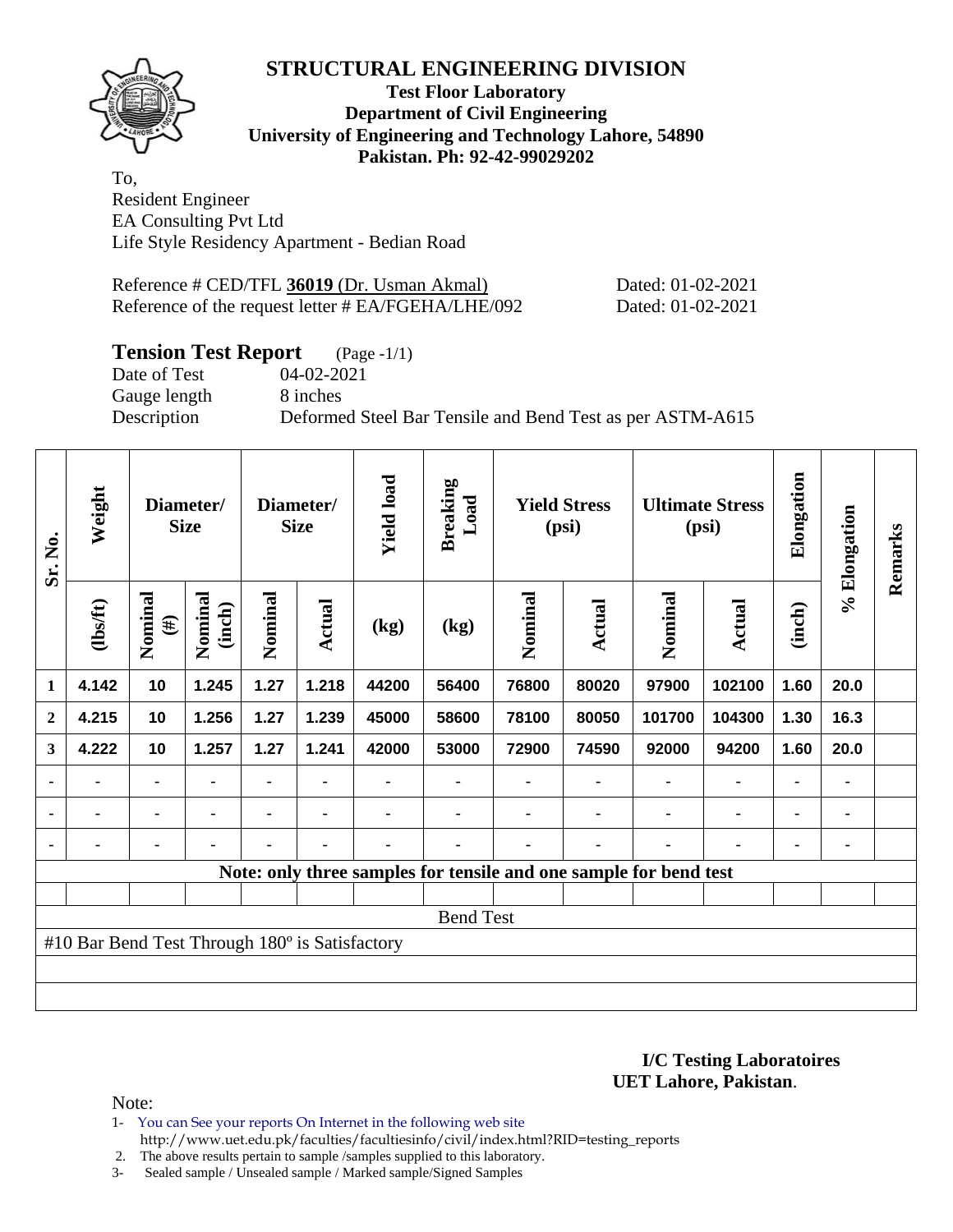# STRUCTURAL ENGINEERING DIVISION

**Test Floor Laboratory**
**Department of Civil Engineering**
**University of Engineering and Technology Lahore, 54890**
**Pakistan. Ph: 92-42-99029202**

To,
Resident Engineer
EA Consulting Pvt Ltd
Life Style Residency Apartment - Bedian Road

Reference # CED/TFL **36019** (Dr. Usman Akmal) Dated: 01-02-2021
Reference of the request letter # EA/FGEHA/LHE/092 Dated: 01-02-2021

## Tension Test Report (Page -1/1)

Date of Test 04-02-2021
Gauge length 8 inches
Description Deformed Steel Bar Tensile and Bend Test as per ASTM-A615

| Sr. No. | Weight | Diameter/ Size | | Diameter/ Size | | Yield load | Breaking Load | Yield Stress (psi) | | Ultimate Stress (psi) | | Elongation | % Elongation | Remarks |
|---|---|---|---|---|---|---|---|---|---|---|---|---|---|---|
| | (lbs/ft) | Nominal (#) | Nominal (inch) | Nominal | Actual | (kg) | (kg) | Nominal | Actual | Nominal | Actual | (inch) | | |
| 1 | 4.142 | 10 | 1.245 | 1.27 | 1.218 | 44200 | 56400 | 76800 | 80020 | 97900 | 102100 | 1.60 | 20.0 | |
| 2 | 4.215 | 10 | 1.256 | 1.27 | 1.239 | 45000 | 58600 | 78100 | 80050 | 101700 | 104300 | 1.30 | 16.3 | |
| 3 | 4.222 | 10 | 1.257 | 1.27 | 1.241 | 42000 | 53000 | 72900 | 74590 | 92000 | 94200 | 1.60 | 20.0 | |
| - | - | - | - | - | - | - | - | - | - | - | - | - | - | |
| - | - | - | - | - | - | - | - | - | - | - | - | - | - | |
| - | - | - | - | - | - | - | - | - | - | - | - | - | - | |
| **Note: only three samples for tensile and one sample for bend test** | | | | | | | | | | | | | | |
| | | | | | | | | | | | | | | |
| Bend Test | | | | | | | | | | | | | | |
| #10 Bar Bend Test Through 180º is Satisfactory | | | | | | | | | | | | | | |

**I/C Testing Laboratoires**
**UET Lahore, Pakistan**.

Note:

1- You can See your reports On Internet in the following web site
http://www.uet.edu.pk/faculties/facultiesinfo/civil/index.html?RID=testing_reports
2. The above results pertain to sample /samples supplied to this laboratory.
3- Sealed sample / Unsealed sample / Marked sample/Signed Samples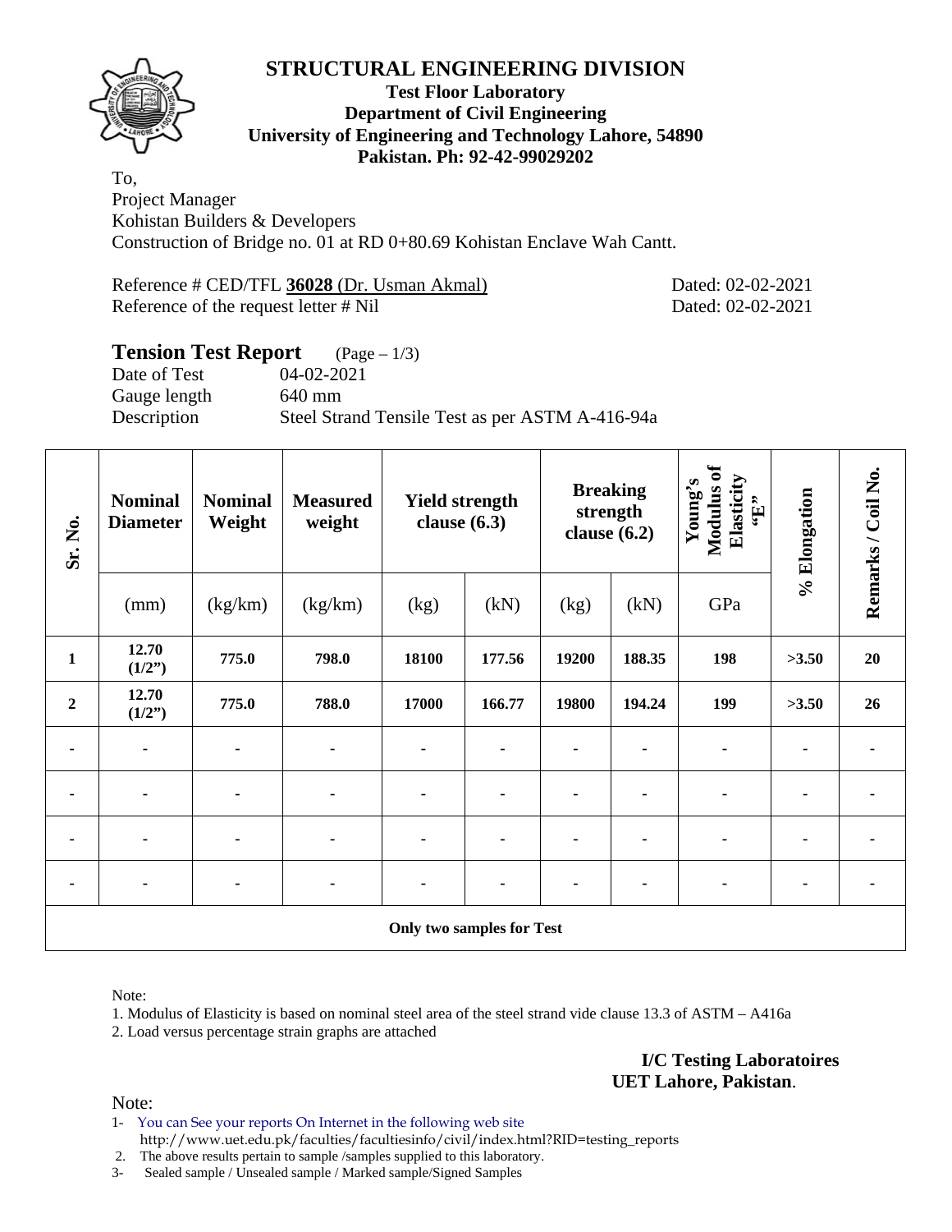# STRUCTURAL ENGINEERING DIVISION

**Test Floor Laboratory**
**Department of Civil Engineering**
**University of Engineering and Technology Lahore, 54890**
**Pakistan. Ph: 92-42-99029202**

To,
Project Manager
Kohistan Builders & Developers
Construction of Bridge no. 01 at RD 0+80.69 Kohistan Enclave Wah Cantt.

Reference # CED/TFL **36028** (Dr. Usman Akmal) Dated: 02-02-2021
Reference of the request letter # Nil Dated: 02-02-2021

## Tension Test Report (Page – 1/3)

Date of Test 04-02-2021
Gauge length 640 mm
Description Steel Strand Tensile Test as per ASTM A-416-94a

| Sr. No. | Nominal Diameter | Nominal Weight | Measured weight | Yield strength clause (6.3) | | Breaking strength clause (6.2) | | Young's Modulus of Elasticity "E" | % Elongation | Remarks / Coil No. |
|---|---|---|---|---|---|---|---|---|---|---|
| | (mm) | (kg/km) | (kg/km) | (kg) | (kN) | (kg) | (kN) | GPa | | |
| **1** | **12.70 (1/2")** | **775.0** | **798.0** | **18100** | **177.56** | **19200** | **188.35** | **198** | **>3.50** | **20** |
| **2** | **12.70 (1/2")** | **775.0** | **788.0** | **17000** | **166.77** | **19800** | **194.24** | **199** | **>3.50** | **26** |
| - | - | - | - | - | - | - | - | - | - | - |
| - | - | - | - | - | - | - | - | - | - | - |
| - | - | - | - | - | - | - | - | - | - | - |
| - | - | - | - | - | - | - | - | - | - | - |
| **Only two samples for Test** | | | | | | | | | | |

Note:

1. Modulus of Elasticity is based on nominal steel area of the steel strand vide clause 13.3 of ASTM – A416a
2. Load versus percentage strain graphs are attached

**I/C Testing Laboratoires**
**UET Lahore, Pakistan**.

Note:

1- You can See your reports On Internet in the following web site http://www.uet.edu.pk/faculties/facultiesinfo/civil/index.html?RID=testing_reports
2. The above results pertain to sample /samples supplied to this laboratory.
3- Sealed sample / Unsealed sample / Marked sample/Signed Samples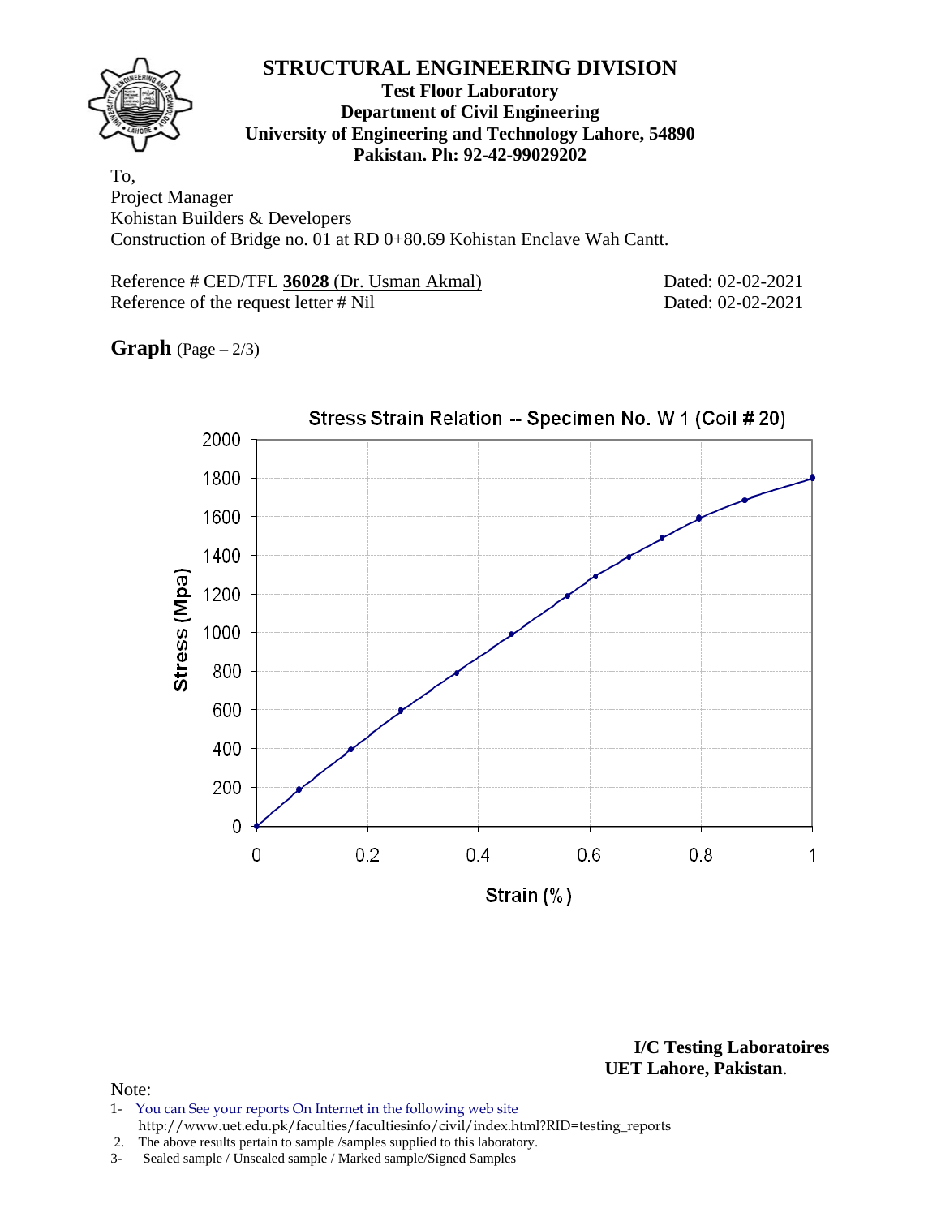# STRUCTURAL ENGINEERING DIVISION

**Test Floor Laboratory**
**Department of Civil Engineering**
**University of Engineering and Technology Lahore, 54890**
**Pakistan. Ph: 92-42-99029202**

To,
Project Manager
Kohistan Builders & Developers
Construction of Bridge no. 01 at RD 0+80.69 Kohistan Enclave Wah Cantt.

Reference # CED/TFL **36028** (Dr. Usman Akmal) Dated: 02-02-2021
Reference of the request letter # Nil Dated: 02-02-2021

**Graph** (Page – 2/3)

Stress Strain Relation -- Specimen No. W 1 (Coil # 20)

Stress (Mpa)

Strain (%)

**I/C Testing Laboratoires**
**UET Lahore, Pakistan**.

Note:
1- You can See your reports On Internet in the following web site
http://www.uet.edu.pk/faculties/facultiesinfo/civil/index.html?RID=testing_reports
2. The above results pertain to sample /samples supplied to this laboratory.
3- Sealed sample / Unsealed sample / Marked sample/Signed Samples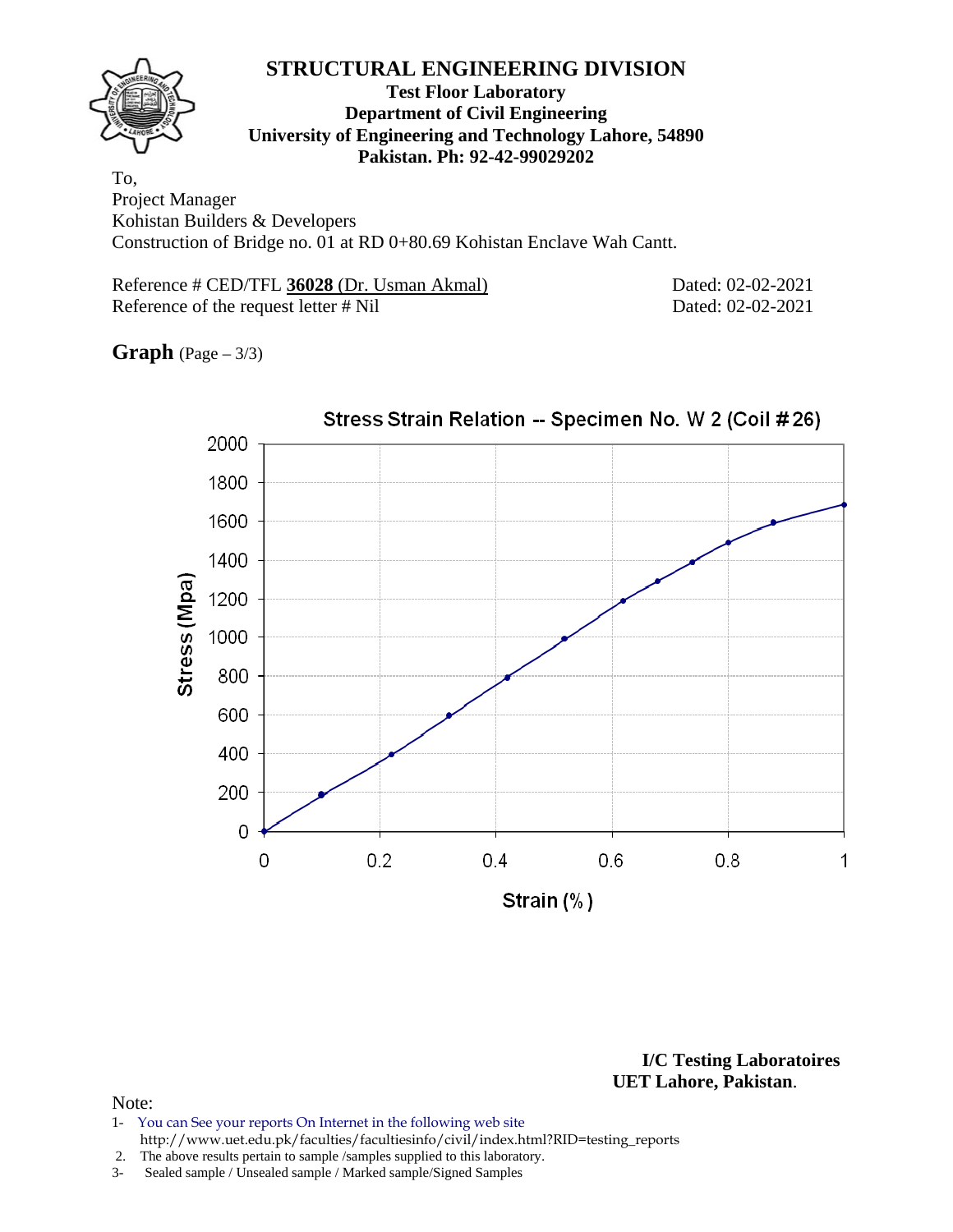# STRUCTURAL ENGINEERING DIVISION

**Test Floor Laboratory**
**Department of Civil Engineering**
**University of Engineering and Technology Lahore, 54890**
**Pakistan. Ph: 92-42-99029202**

To,
Project Manager
Kohistan Builders & Developers
Construction of Bridge no. 01 at RD 0+80.69 Kohistan Enclave Wah Cantt.

Reference # CED/TFL **36028** (Dr. Usman Akmal) Dated: 02-02-2021
Reference of the request letter # Nil Dated: 02-02-2021

**Graph** (Page – 3/3)

Stress Strain Relation -- Specimen No. W 2 (Coil # 26)

Stress (Mpa)

Strain (%)

**I/C Testing Laboratoires**
**UET Lahore, Pakistan**.

Note:

1- You can See your reports On Internet in the following web site
http://www.uet.edu.pk/faculties/facultiesinfo/civil/index.html?RID=testing_reports
2. The above results pertain to sample /samples supplied to this laboratory.
3- Sealed sample / Unsealed sample / Marked sample/Signed Samples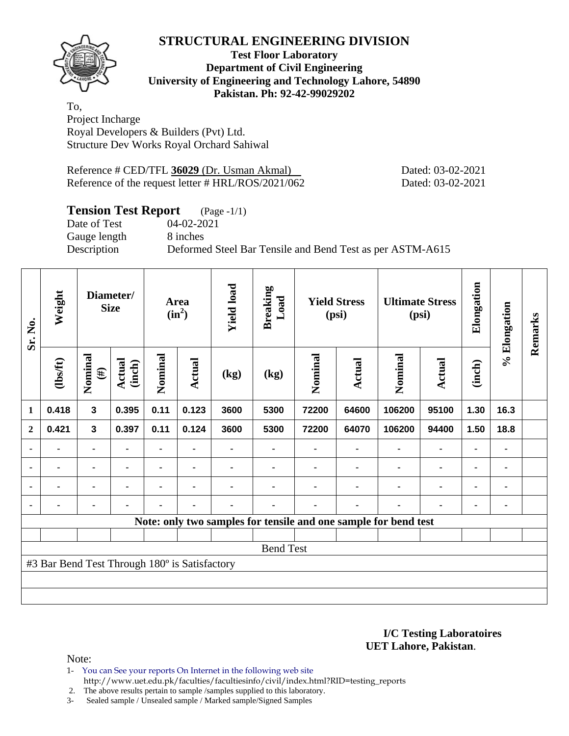# STRUCTURAL ENGINEERING DIVISION

**Test Floor Laboratory**
**Department of Civil Engineering**
**University of Engineering and Technology Lahore, 54890**
**Pakistan. Ph: 92-42-99029202**

To,
Project Incharge
Royal Developers & Builders (Pvt) Ltd.
Structure Dev Works Royal Orchard Sahiwal

Reference # CED/TFL **36029** (Dr. Usman Akmal) Dated: 03-02-2021
Reference of the request letter # HRL/ROS/2021/062 Dated: 03-02-2021

## Tension Test Report (Page -1/1)

Date of Test 04-02-2021
Gauge length 8 inches
Description Deformed Steel Bar Tensile and Bend Test as per ASTM-A615

| Sr. No. | Weight | Diameter/ Size | | Area ($in^2$) | | Yield load | Breaking Load | Yield Stress (psi) | | Ultimate Stress (psi) | | Elongation | % Elongation | Remarks |
|---|---|---|---|---|---|---|---|---|---|---|---|---|---|---|
| | (lbs/ft) | Nominal (#) | Actual (inch) | Nominal | Actual | (kg) | (kg) | Nominal | Actual | Nominal | Actual | (inch) | | |
| 1 | 0.418 | 3 | 0.395 | 0.11 | 0.123 | 3600 | 5300 | 72200 | 64600 | 106200 | 95100 | 1.30 | 16.3 | |
| 2 | 0.421 | 3 | 0.397 | 0.11 | 0.124 | 3600 | 5300 | 72200 | 64070 | 106200 | 94400 | 1.50 | 18.8 | |
| - | - | - | - | - | - | - | - | - | - | - | - | - | - | |
| - | - | - | - | - | - | - | - | - | - | - | - | - | - | |
| - | - | - | - | - | - | - | - | - | - | - | - | - | - | |
| - | - | - | - | - | - | - | - | - | - | - | - | - | - | |

**Note: only two samples for tensile and one sample for bend test**

Bend Test

#3 Bar Bend Test Through 180º is Satisfactory

**I/C Testing Laboratoires**
**UET Lahore, Pakistan**.

Note:

1- You can See your reports On Internet in the following web site
http://www.uet.edu.pk/faculties/facultiesinfo/civil/index.html?RID=testing_reports
2. The above results pertain to sample /samples supplied to this laboratory.
3- Sealed sample / Unsealed sample / Marked sample/Signed Samples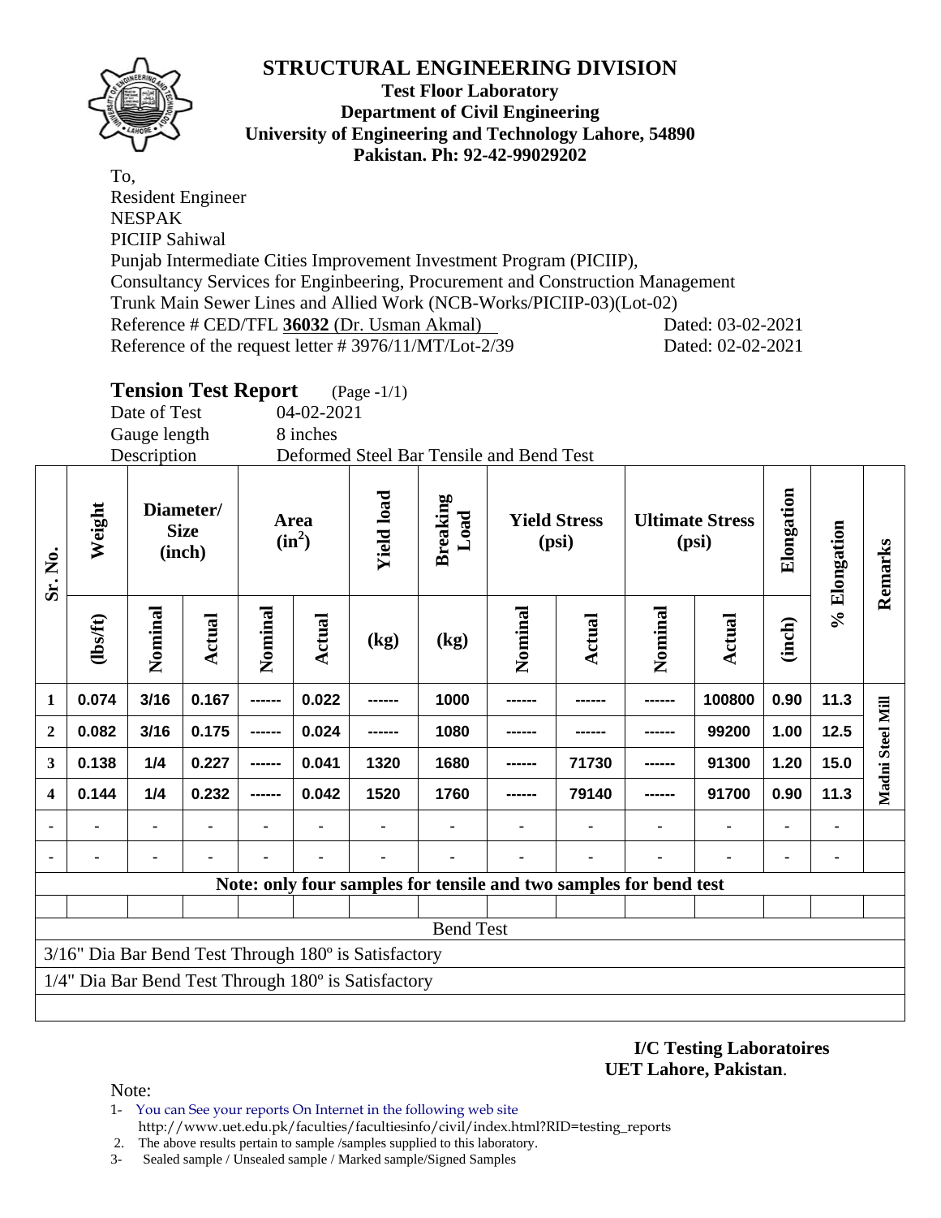# STRUCTURAL ENGINEERING DIVISION

**Test Floor Laboratory**
**Department of Civil Engineering**
**University of Engineering and Technology Lahore, 54890**
**Pakistan. Ph: 92-42-99029202**

To,
Resident Engineer
NESPAK
PICIIP Sahiwal
Punjab Intermediate Cities Improvement Investment Program (PICIIP),
Consultancy Services for Enginbeering, Procurement and Construction Management
Trunk Main Sewer Lines and Allied Work (NCB-Works/PICIIP-03)(Lot-02)
Reference # CED/TFL **36032** (Dr. Usman Akmal) Dated: 03-02-2021
Reference of the request letter # 3976/11/MT/Lot-2/39 Dated: 02-02-2021

## Tension Test Report (Page -1/1)

Date of Test 04-02-2021
Gauge length 8 inches
Description Deformed Steel Bar Tensile and Bend Test

| Sr. No. | Weight | Diameter/ Size (inch) | | Area (in$^2$) | | Yield load | Breaking Load | Yield Stress (psi) | | Ultimate Stress (psi) | | Elongation | % Elongation | Remarks |
|---|---|---|---|---|---|---|---|---|---|---|---|---|---|---|
| | (lbs/ft) | Nominal | Actual | Nominal | Actual | (kg) | (kg) | Nominal | Actual | Nominal | Actual | (inch) | | |
| 1 | 0.074 | 3/16 | 0.167 | ------ | 0.022 | ------ | 1000 | ------ | ------ | ------ | 100800 | 0.90 | 11.3 | Madni Steel Mill |
| 2 | 0.082 | 3/16 | 0.175 | ------ | 0.024 | ------ | 1080 | ------ | ------ | ------ | 99200 | 1.00 | 12.5 | |
| 3 | 0.138 | 1/4 | 0.227 | ------ | 0.041 | 1320 | 1680 | ------ | 71730 | ------ | 91300 | 1.20 | 15.0 | |
| 4 | 0.144 | 1/4 | 0.232 | ------ | 0.042 | 1520 | 1760 | ------ | 79140 | ------ | 91700 | 0.90 | 11.3 | |
| - | - | - | - | - | - | - | - | - | - | - | - | - | - | |
| - | - | - | - | - | - | - | - | - | - | - | - | - | - | |

**Note: only four samples for tensile and two samples for bend test**

Bend Test

3/16" Dia Bar Bend Test Through 180º is Satisfactory

1/4" Dia Bar Bend Test Through 180º is Satisfactory

**I/C Testing Laboratoires**
**UET Lahore, Pakistan**.

Note:
1- You can See your reports On Internet in the following web site
http://www.uet.edu.pk/faculties/facultiesinfo/civil/index.html?RID=testing_reports
2. The above results pertain to sample /samples supplied to this laboratory.
3- Sealed sample / Unsealed sample / Marked sample/Signed Samples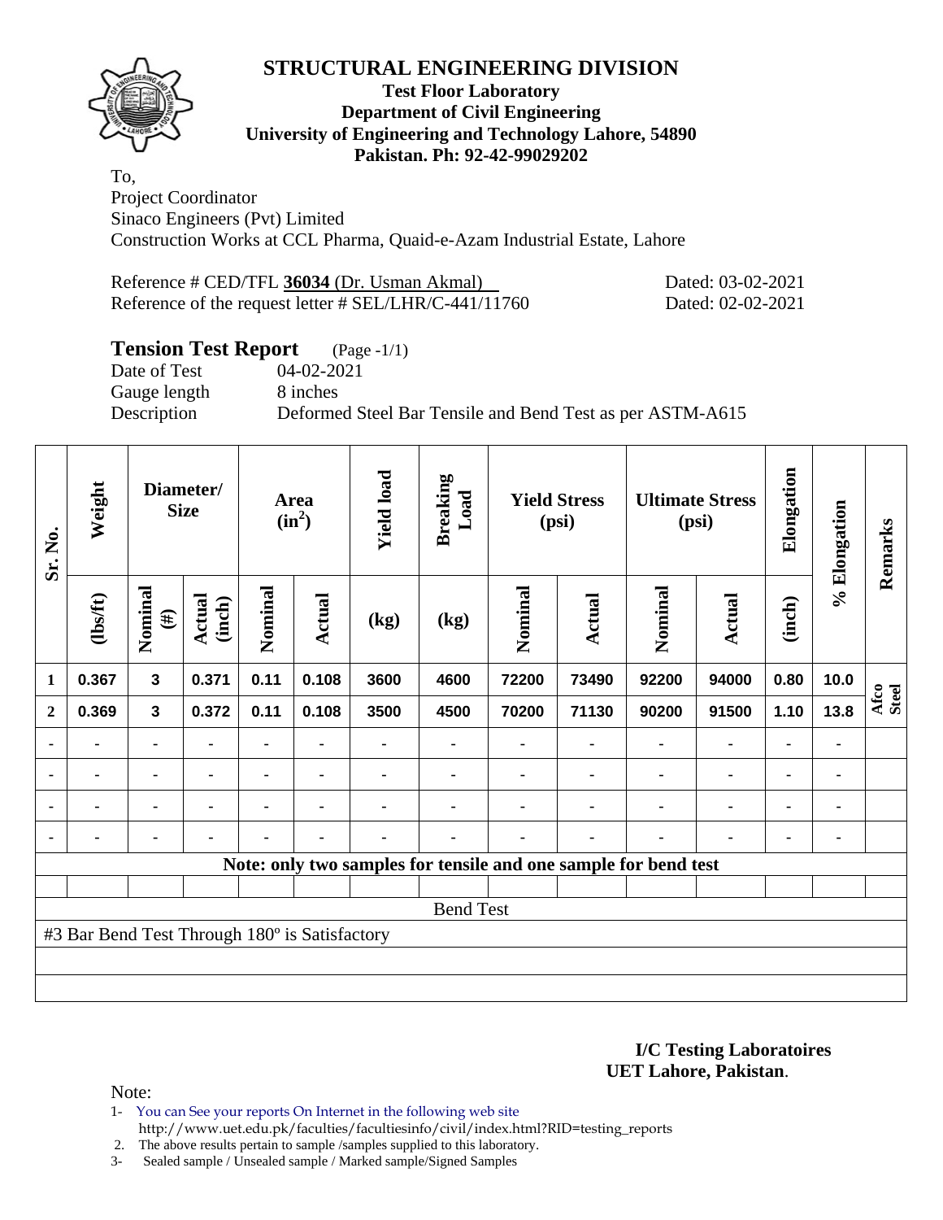# STRUCTURAL ENGINEERING DIVISION

**Test Floor Laboratory**
**Department of Civil Engineering**
**University of Engineering and Technology Lahore, 54890**
**Pakistan. Ph: 92-42-99029202**

To,
Project Coordinator
Sinaco Engineers (Pvt) Limited
Construction Works at CCL Pharma, Quaid-e-Azam Industrial Estate, Lahore

Reference # CED/TFL **36034** (Dr. Usman Akmal) Dated: 03-02-2021
Reference of the request letter # SEL/LHR/C-441/11760 Dated: 02-02-2021

## Tension Test Report (Page -1/1)

Date of Test: 04-02-2021
Gauge length: 8 inches
Description: Deformed Steel Bar Tensile and Bend Test as per ASTM-A615

| Sr. No. | Weight | Diameter/ Size | | Area ($in^2$) | | Yield load | Breaking Load | Yield Stress (psi) | | Ultimate Stress (psi) | | Elongation | % Elongation | Remarks |
|---|---|---|---|---|---|---|---|---|---|---|---|---|---|---|
| | (lbs/ft) | Nominal (#) | Actual (inch) | Nominal | Actual | (kg) | (kg) | Nominal | Actual | Nominal | Actual | (inch) | | |
| 1 | 0.367 | 3 | 0.371 | 0.11 | 0.108 | 3600 | 4600 | 72200 | 73490 | 92200 | 94000 | 0.80 | 10.0 | Afco Steel |
| 2 | 0.369 | 3 | 0.372 | 0.11 | 0.108 | 3500 | 4500 | 70200 | 71130 | 90200 | 91500 | 1.10 | 13.8 | |
| - | - | - | - | - | - | - | - | - | - | - | - | - | - | |
| - | - | - | - | - | - | - | - | - | - | - | - | - | - | |
| - | - | - | - | - | - | - | - | - | - | - | - | - | - | |
| - | - | - | - | - | - | - | - | - | - | - | - | - | - | |
| Note: only two samples for tensile and one sample for bend test | | | | | | | | | | | | | | |
| Bend Test | | | | | | | | | | | | | | |
| #3 Bar Bend Test Through 180º is Satisfactory | | | | | | | | | | | | | | |

**I/C Testing Laboratoires**
**UET Lahore, Pakistan**.

Note:
1- You can See your reports On Internet in the following web site
http://www.uet.edu.pk/faculties/facultiesinfo/civil/index.html?RID=testing_reports
2. The above results pertain to sample /samples supplied to this laboratory.
3- Sealed sample / Unsealed sample / Marked sample/Signed Samples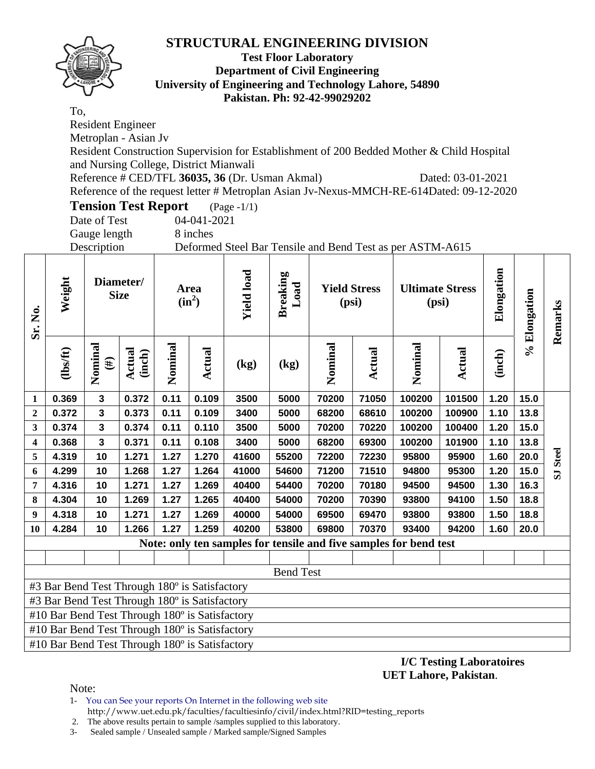# STRUCTURAL ENGINEERING DIVISION

**Test Floor Laboratory**
**Department of Civil Engineering**
**University of Engineering and Technology Lahore, 54890**
**Pakistan. Ph: 92-42-99029202**

To,
Resident Engineer
Metroplan - Asian Jv
Resident Construction Supervision for Establishment of 200 Bedded Mother & Child Hospital and Nursing College, District Mianwali
Reference # CED/TFL **36035, 36** (Dr. Usman Akmal) Dated: 03-01-2021
Reference of the request letter # Metroplan Asian Jv-Nexus-MMCH-RE-614Dated: 09-12-2020

**Tension Test Report** (Page -1/1)

Date of Test 04-041-2021
Gauge length 8 inches
Description Deformed Steel Bar Tensile and Bend Test as per ASTM-A615

| Sr. No. | Weight | Diameter/ Size | | Area ($in^2$) | | Yield load | Breaking Load | Yield Stress (psi) | | Ultimate Stress (psi) | | Elongation | % Elongation | Remarks |
|---|---|---|---|---|---|---|---|---|---|---|---|---|---|---|
| | (lbs/ft) | Nominal (#) | Actual (inch) | Nominal | Actual | (kg) | (kg) | Nominal | Actual | Nominal | Actual | (inch) | | |
| 1 | 0.369 | 3 | 0.372 | 0.11 | 0.109 | 3500 | 5000 | 70200 | 71050 | 100200 | 101500 | 1.20 | 15.0 | SJ Steel |
| 2 | 0.372 | 3 | 0.373 | 0.11 | 0.109 | 3400 | 5000 | 68200 | 68610 | 100200 | 100900 | 1.10 | 13.8 | |
| 3 | 0.374 | 3 | 0.374 | 0.11 | 0.110 | 3500 | 5000 | 70200 | 70220 | 100200 | 100400 | 1.20 | 15.0 | |
| 4 | 0.368 | 3 | 0.371 | 0.11 | 0.108 | 3400 | 5000 | 68200 | 69300 | 100200 | 101900 | 1.10 | 13.8 | |
| 5 | 4.319 | 10 | 1.271 | 1.27 | 1.270 | 41600 | 55200 | 72200 | 72230 | 95800 | 95900 | 1.60 | 20.0 | |
| 6 | 4.299 | 10 | 1.268 | 1.27 | 1.264 | 41000 | 54600 | 71200 | 71510 | 94800 | 95300 | 1.20 | 15.0 | |
| 7 | 4.316 | 10 | 1.271 | 1.27 | 1.269 | 40400 | 54400 | 70200 | 70180 | 94500 | 94500 | 1.30 | 16.3 | |
| 8 | 4.304 | 10 | 1.269 | 1.27 | 1.265 | 40400 | 54000 | 70200 | 70390 | 93800 | 94100 | 1.50 | 18.8 | |
| 9 | 4.318 | 10 | 1.271 | 1.27 | 1.269 | 40000 | 54000 | 69500 | 69470 | 93800 | 93800 | 1.50 | 18.8 | |
| 10 | 4.284 | 10 | 1.266 | 1.27 | 1.259 | 40200 | 53800 | 69800 | 70370 | 93400 | 94200 | 1.60 | 20.0 | |

**Note: only ten samples for tensile and five samples for bend test**

Bend Test

- #3 Bar Bend Test Through 180º is Satisfactory
- #3 Bar Bend Test Through 180º is Satisfactory
- #10 Bar Bend Test Through 180º is Satisfactory
- #10 Bar Bend Test Through 180º is Satisfactory
- #10 Bar Bend Test Through 180º is Satisfactory

**I/C Testing Laboratoires**
**UET Lahore, Pakistan**.

Note:

1- You can See your reports On Internet in the following web site
http://www.uet.edu.pk/faculties/facultiesinfo/civil/index.html?RID=testing_reports
2. The above results pertain to sample /samples supplied to this laboratory.
3- Sealed sample / Unsealed sample / Marked sample/Signed Samples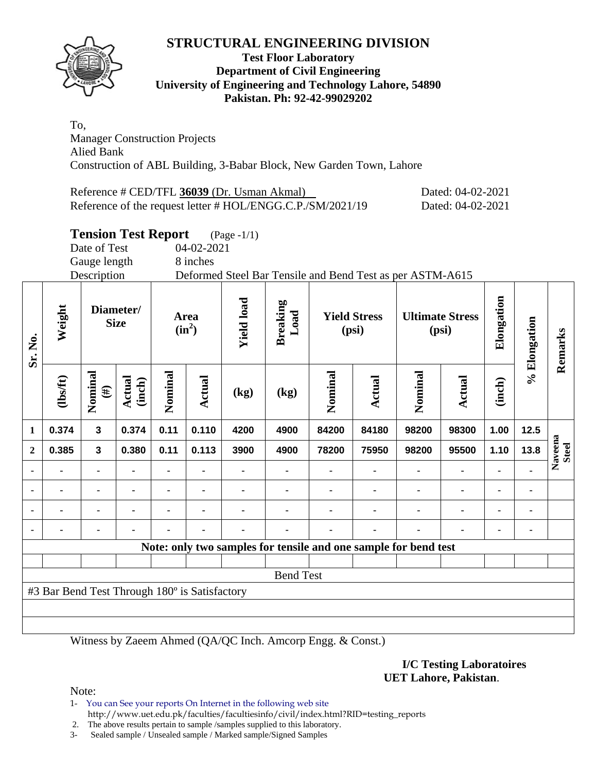# STRUCTURAL ENGINEERING DIVISION

**Test Floor Laboratory**
**Department of Civil Engineering**
**University of Engineering and Technology Lahore, 54890**
**Pakistan. Ph: 92-42-99029202**

To,
Manager Construction Projects
Alied Bank
Construction of ABL Building, 3-Babar Block, New Garden Town, Lahore

Reference # CED/TFL **36039** (Dr. Usman Akmal) Dated: 04-02-2021
Reference of the request letter # HOL/ENGG.C.P./SM/2021/19 Dated: 04-02-2021

## Tension Test Report (Page -1/1)

Date of Test 04-02-2021
Gauge length 8 inches
Description Deformed Steel Bar Tensile and Bend Test as per ASTM-A615

| Sr. No. | Weight | Diameter/ Size | | Area ($in^2$) | | Yield load | Breaking Load | Yield Stress (psi) | | Ultimate Stress (psi) | | Elongation | % Elongation | Remarks |
|---|---|---|---|---|---|---|---|---|---|---|---|---|---|---|
| | (lbs/ft) | Nominal (#) | Actual (inch) | Nominal | Actual | (kg) | (kg) | Nominal | Actual | Nominal | Actual | (inch) | | |
| 1 | 0.374 | 3 | 0.374 | 0.11 | 0.110 | 4200 | 4900 | 84200 | 84180 | 98200 | 98300 | 1.00 | 12.5 | Naveena Steel |
| 2 | 0.385 | 3 | 0.380 | 0.11 | 0.113 | 3900 | 4900 | 78200 | 75950 | 98200 | 95500 | 1.10 | 13.8 | |
| - | - | - | - | - | - | - | - | - | - | - | - | - | - | |
| - | - | - | - | - | - | - | - | - | - | - | - | - | - | |
| - | - | - | - | - | - | - | - | - | - | - | - | - | - | |
| - | - | - | - | - | - | - | - | - | - | - | - | - | - | |

**Note: only two samples for tensile and one sample for bend test**

Bend Test

#3 Bar Bend Test Through 180º is Satisfactory

Witness by Zaeem Ahmed (QA/QC Inch. Amcorp Engg. & Const.)

**I/C Testing Laboratoires**
**UET Lahore, Pakistan**.

Note:

1- You can See your reports On Internet in the following web site http://www.uet.edu.pk/faculties/facultiesinfo/civil/index.html?RID=testing_reports
2. The above results pertain to sample /samples supplied to this laboratory.
3- Sealed sample / Unsealed sample / Marked sample/Signed Samples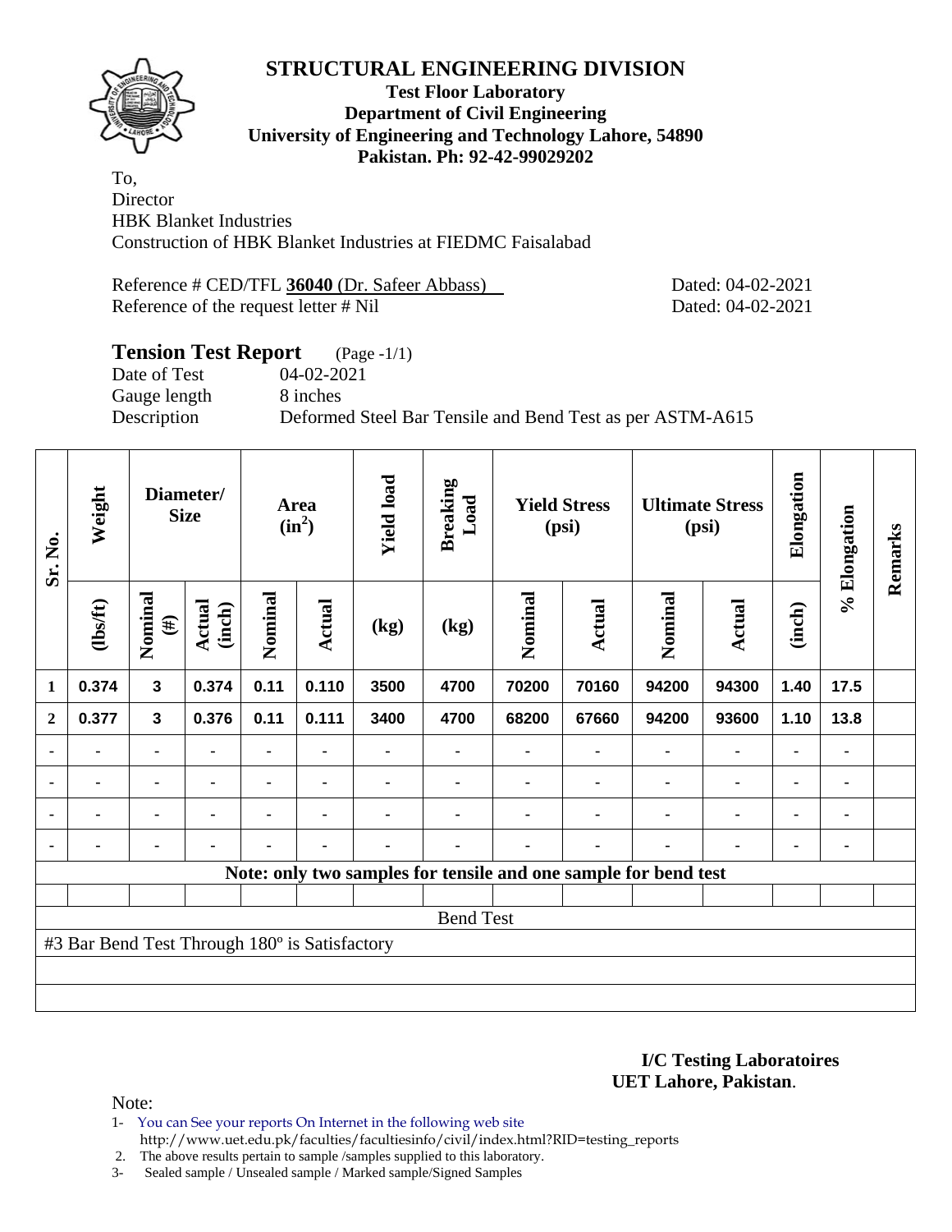# STRUCTURAL ENGINEERING DIVISION

**Test Floor Laboratory**
**Department of Civil Engineering**
**University of Engineering and Technology Lahore, 54890**
**Pakistan. Ph: 92-42-99029202**

To,
Director
HBK Blanket Industries
Construction of HBK Blanket Industries at FIEDMC Faisalabad

Reference # CED/TFL **36040** (Dr. Safeer Abbass) Dated: 04-02-2021
Reference of the request letter # Nil Dated: 04-02-2021

## Tension Test Report (Page -1/1)

Date of Test 04-02-2021
Gauge length 8 inches
Description Deformed Steel Bar Tensile and Bend Test as per ASTM-A615

| Sr. No. | Weight | Diameter/ Size | | Area ($in^2$) | | Yield load | Breaking Load | Yield Stress (psi) | | Ultimate Stress (psi) | | Elongation | % Elongation | Remarks |
|---|---|---|---|---|---|---|---|---|---|---|---|---|---|---|
| | (lbs/ft) | Nominal (#) | Actual (inch) | Nominal | Actual | (kg) | (kg) | Nominal | Actual | Nominal | Actual | (inch) | | |
| 1 | 0.374 | 3 | 0.374 | 0.11 | 0.110 | 3500 | 4700 | 70200 | 70160 | 94200 | 94300 | 1.40 | 17.5 | |
| 2 | 0.377 | 3 | 0.376 | 0.11 | 0.111 | 3400 | 4700 | 68200 | 67660 | 94200 | 93600 | 1.10 | 13.8 | |
| - | - | - | - | - | - | - | - | - | - | - | - | - | - | |
| - | - | - | - | - | - | - | - | - | - | - | - | - | - | |
| - | - | - | - | - | - | - | - | - | - | - | - | - | - | |
| - | - | - | - | - | - | - | - | - | - | - | - | - | - | |
| Note: only two samples for tensile and one sample for bend test | | | | | | | | | | | | | | |
| Bend Test | | | | | | | | | | | | | | |
| #3 Bar Bend Test Through 180º is Satisfactory | | | | | | | | | | | | | | |

**I/C Testing Laboratoires**
**UET Lahore, Pakistan**.

Note:

1- You can See your reports On Internet in the following web site
http://www.uet.edu.pk/faculties/facultiesinfo/civil/index.html?RID=testing_reports
2. The above results pertain to sample /samples supplied to this laboratory.
3- Sealed sample / Unsealed sample / Marked sample/Signed Samples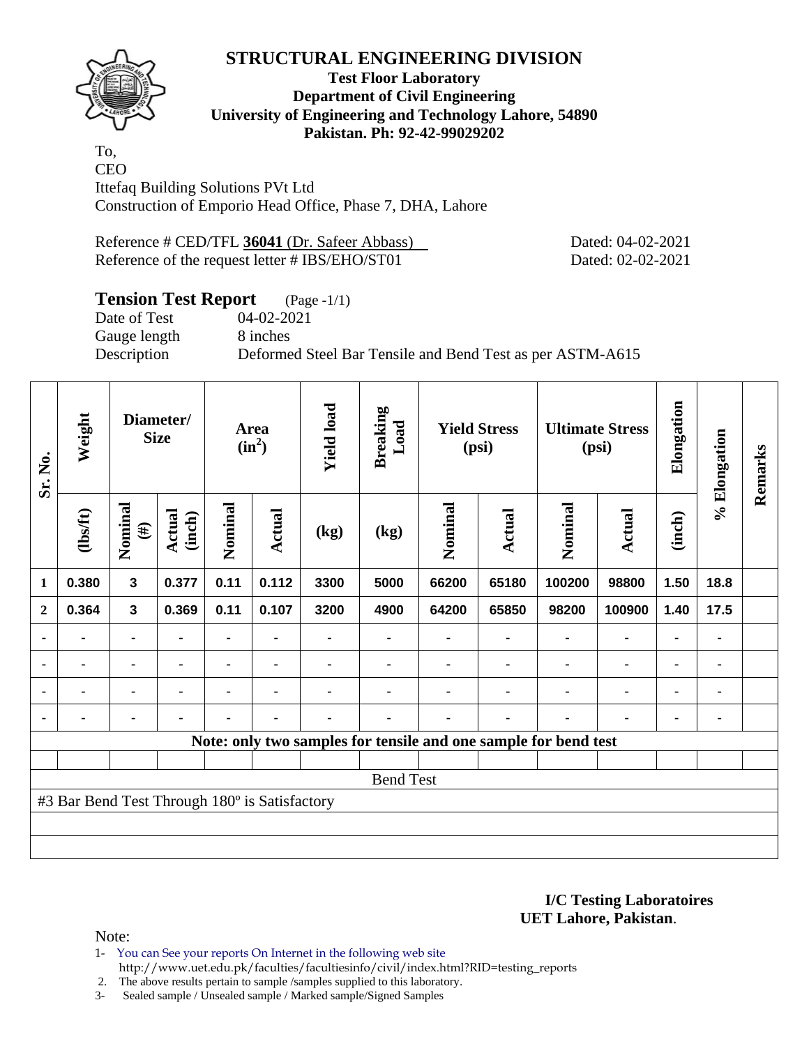# STRUCTURAL ENGINEERING DIVISION

**Test Floor Laboratory**
**Department of Civil Engineering**
**University of Engineering and Technology Lahore, 54890**
**Pakistan. Ph: 92-42-99029202**

To,
CEO
Ittefaq Building Solutions PVt Ltd
Construction of Emporio Head Office, Phase 7, DHA, Lahore

Reference # CED/TFL **36041** (Dr. Safeer Abbass) Dated: 04-02-2021
Reference of the request letter # IBS/EHO/ST01 Dated: 02-02-2021

## Tension Test Report (Page -1/1)

Date of Test 04-02-2021
Gauge length 8 inches
Description Deformed Steel Bar Tensile and Bend Test as per ASTM-A615

| Sr. No. | Weight | Diameter/ Size | | Area ($in^2$) | | Yield load | Breaking Load | Yield Stress (psi) | | Ultimate Stress (psi) | | Elongation | % Elongation | Remarks |
|---|---|---|---|---|---|---|---|---|---|---|---|---|---|---|
| | (lbs/ft) | Nominal (#) | Actual (inch) | Nominal | Actual | (kg) | (kg) | Nominal | Actual | Nominal | Actual | (inch) | | |
| 1 | 0.380 | 3 | 0.377 | 0.11 | 0.112 | 3300 | 5000 | 66200 | 65180 | 100200 | 98800 | 1.50 | 18.8 | |
| 2 | 0.364 | 3 | 0.369 | 0.11 | 0.107 | 3200 | 4900 | 64200 | 65850 | 98200 | 100900 | 1.40 | 17.5 | |
| - | - | - | - | - | - | - | - | - | - | - | - | - | - | |
| - | - | - | - | - | - | - | - | - | - | - | - | - | - | |
| - | - | - | - | - | - | - | - | - | - | - | - | - | - | |
| - | - | - | - | - | - | - | - | - | - | - | - | - | - | |

**Note: only two samples for tensile and one sample for bend test**

Bend Test

#3 Bar Bend Test Through 180º is Satisfactory

**I/C Testing Laboratoires**
**UET Lahore, Pakistan**.

Note:
1- You can See your reports On Internet in the following web site
http://www.uet.edu.pk/faculties/facultiesinfo/civil/index.html?RID=testing_reports
2. The above results pertain to sample /samples supplied to this laboratory.
3- Sealed sample / Unsealed sample / Marked sample/Signed Samples